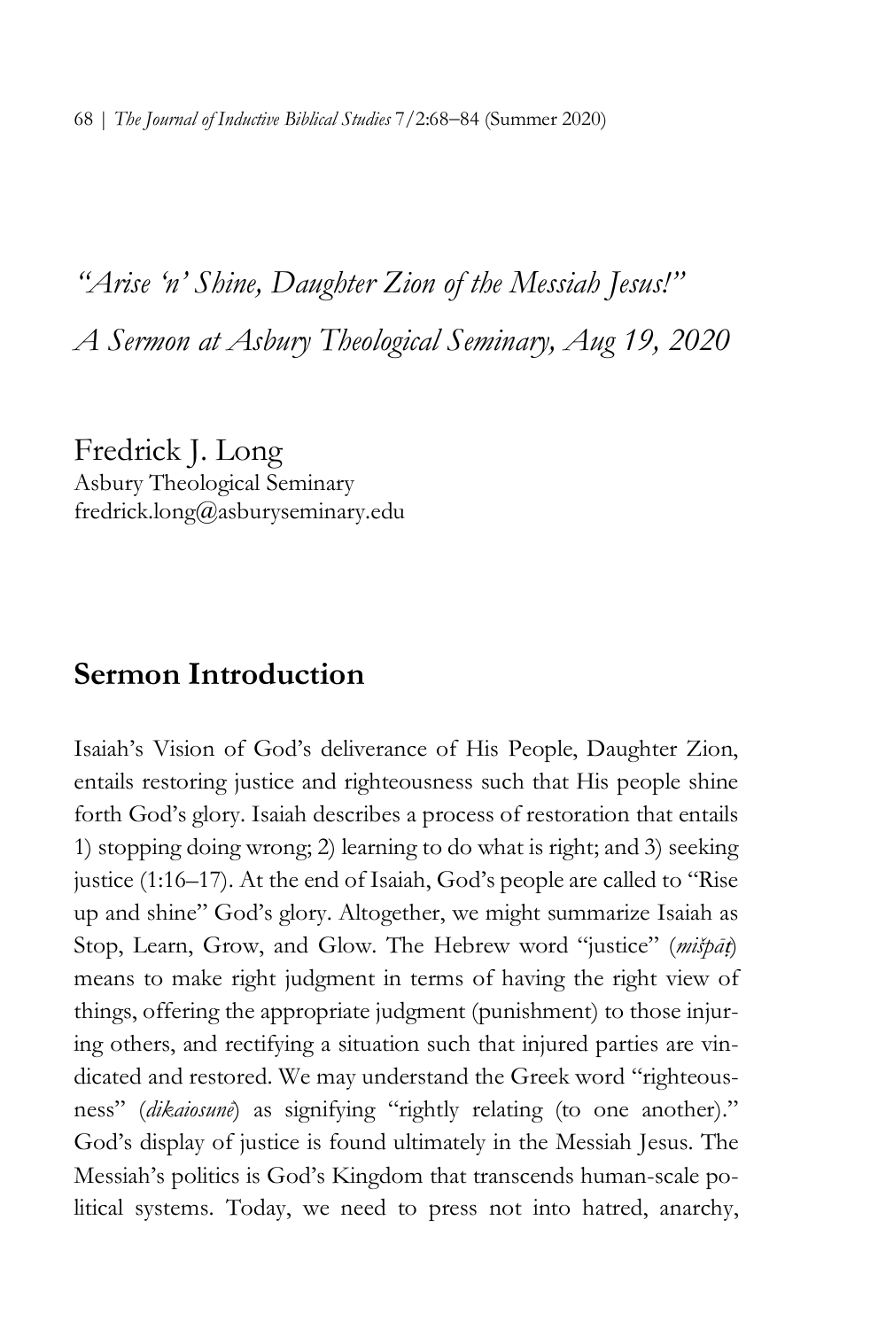*"Arise 'n' Shine, Daughter Zion of the Messiah Jesus!"*

*A Sermon at Asbury Theological Seminary, Aug 19, 2020*

Fredrick J. Long
Asbury Theological Seminary
fredrick.long@asburyseminary.edu

## Sermon Introduction

Isaiah's Vision of God's deliverance of His People, Daughter Zion, entails restoring justice and righteousness such that His people shine forth God's glory. Isaiah describes a process of restoration that entails 1) stopping doing wrong; 2) learning to do what is right; and 3) seeking justice (1:16–17). At the end of Isaiah, God's people are called to "Rise up and shine" God's glory. Altogether, we might summarize Isaiah as Stop, Learn, Grow, and Glow. The Hebrew word "justice" (*mišpāṭ*) means to make right judgment in terms of having the right view of things, offering the appropriate judgment (punishment) to those injuring others, and rectifying a situation such that injured parties are vindicated and restored. We may understand the Greek word "righteousness" (*dikaiosunē*) as signifying "rightly relating (to one another)." God's display of justice is found ultimately in the Messiah Jesus. The Messiah's politics is God's Kingdom that transcends human-scale political systems. Today, we need to press not into hatred, anarchy,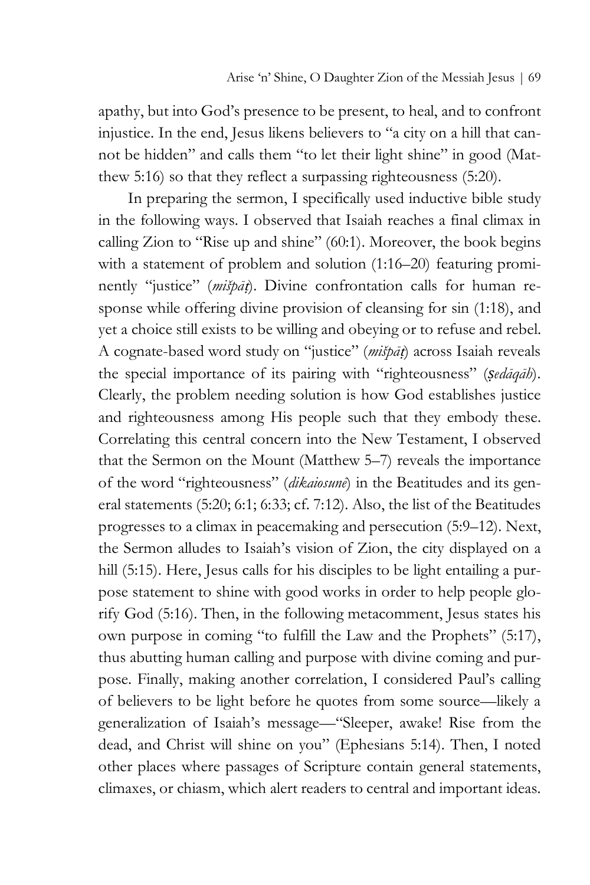apathy, but into God's presence to be present, to heal, and to confront injustice. In the end, Jesus likens believers to "a city on a hill that cannot be hidden" and calls them "to let their light shine" in good (Matthew 5:16) so that they reflect a surpassing righteousness (5:20).

In preparing the sermon, I specifically used inductive bible study in the following ways. I observed that Isaiah reaches a final climax in calling Zion to "Rise up and shine" (60:1). Moreover, the book begins with a statement of problem and solution (1:16–20) featuring prominently "justice" (*mišpāṭ*). Divine confrontation calls for human response while offering divine provision of cleansing for sin (1:18), and yet a choice still exists to be willing and obeying or to refuse and rebel. A cognate-based word study on "justice" (*mišpāṭ*) across Isaiah reveals the special importance of its pairing with "righteousness" (*ṣedāqāh*). Clearly, the problem needing solution is how God establishes justice and righteousness among His people such that they embody these. Correlating this central concern into the New Testament, I observed that the Sermon on the Mount (Matthew 5–7) reveals the importance of the word "righteousness" (*dikaiosunē*) in the Beatitudes and its general statements (5:20; 6:1; 6:33; cf. 7:12). Also, the list of the Beatitudes progresses to a climax in peacemaking and persecution (5:9–12). Next, the Sermon alludes to Isaiah's vision of Zion, the city displayed on a hill (5:15). Here, Jesus calls for his disciples to be light entailing a purpose statement to shine with good works in order to help people glorify God (5:16). Then, in the following metacomment, Jesus states his own purpose in coming "to fulfill the Law and the Prophets" (5:17), thus abutting human calling and purpose with divine coming and purpose. Finally, making another correlation, I considered Paul's calling of believers to be light before he quotes from some source—likely a generalization of Isaiah's message—"Sleeper, awake! Rise from the dead, and Christ will shine on you" (Ephesians 5:14). Then, I noted other places where passages of Scripture contain general statements, climaxes, or chiasm, which alert readers to central and important ideas.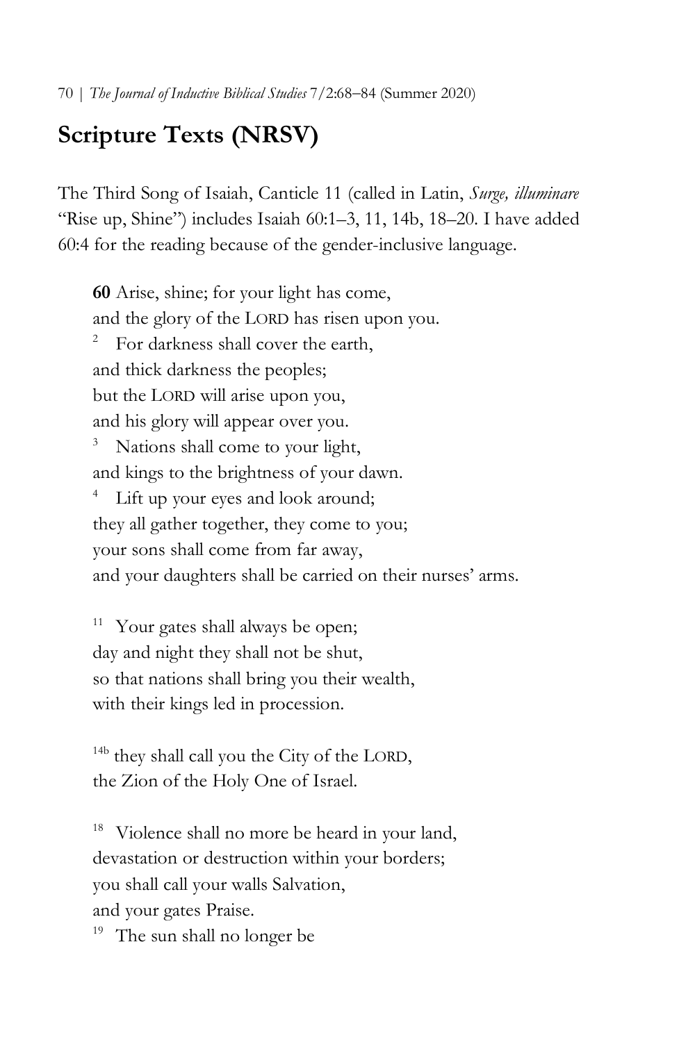## Scripture Texts (NRSV)

The Third Song of Isaiah, Canticle 11 (called in Latin, *Surge, illuminare* "Rise up, Shine") includes Isaiah 60:1–3, 11, 14b, 18–20. I have added 60:4 for the reading because of the gender-inclusive language.

> **60** Arise, shine; for your light has come,
> and the glory of the LORD has risen upon you.
> [2] For darkness shall cover the earth,
> and thick darkness the peoples;
> but the LORD will arise upon you,
> and his glory will appear over you.
> [3] Nations shall come to your light,
> and kings to the brightness of your dawn.
> [4] Lift up your eyes and look around;
> they all gather together, they come to you;
> your sons shall come from far away,
> and your daughters shall be carried on their nurses' arms.
>
> [11] Your gates shall always be open;
> day and night they shall not be shut,
> so that nations shall bring you their wealth,
> with their kings led in procession.
>
> [14b] they shall call you the City of the LORD,
> the Zion of the Holy One of Israel.
>
> [18] Violence shall no more be heard in your land,
> devastation or destruction within your borders;
> you shall call your walls Salvation,
> and your gates Praise.
> [19] The sun shall no longer be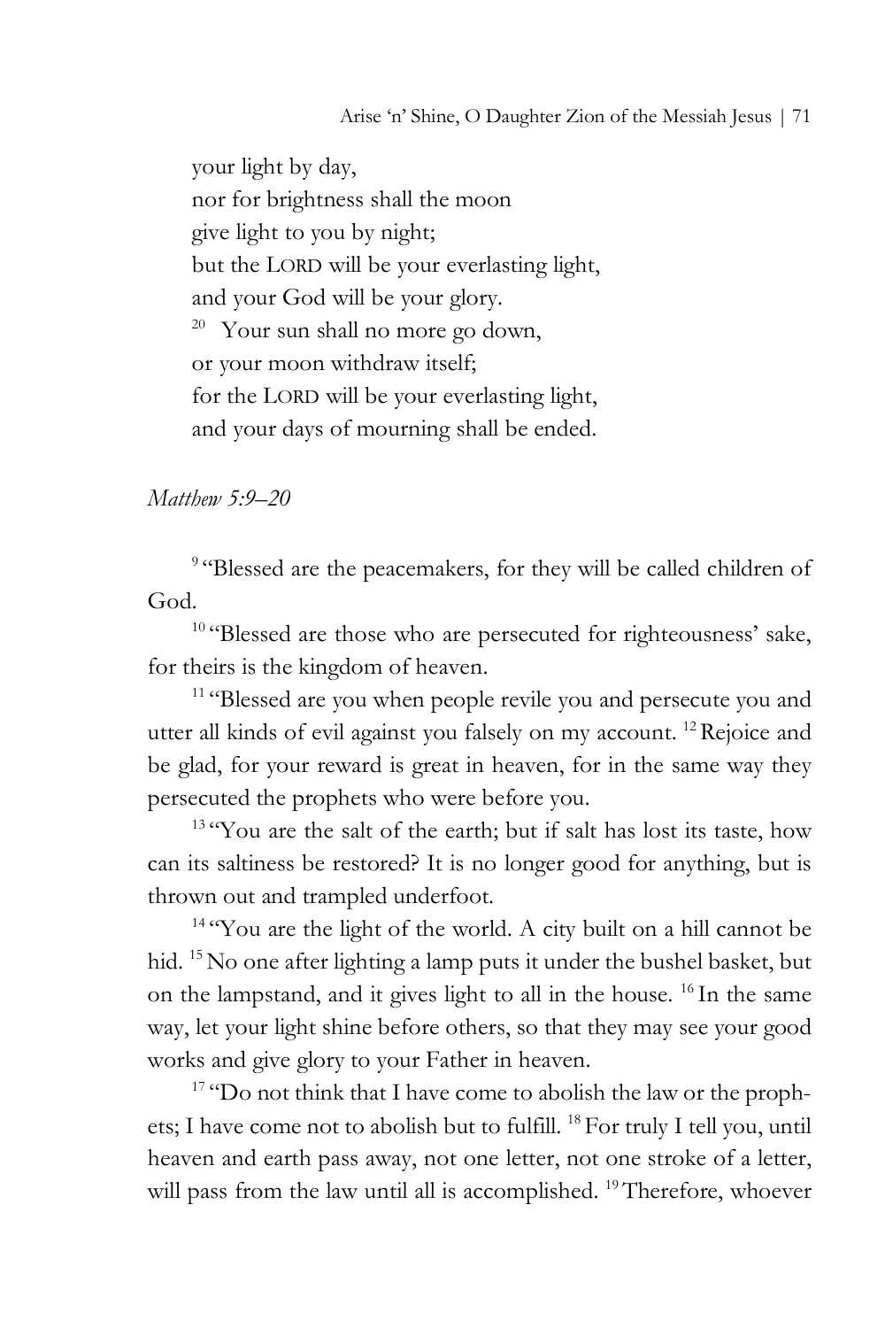your light by day,  
nor for brightness shall the moon  
give light to you by night;  
but the LORD will be your everlasting light,  
and your God will be your glory.  
[20] Your sun shall no more go down,  
or your moon withdraw itself;  
for the LORD will be your everlasting light,  
and your days of mourning shall be ended.

*Matthew 5:9–20*

[9] "Blessed are the peacemakers, for they will be called children of God.

[10] "Blessed are those who are persecuted for righteousness' sake, for theirs is the kingdom of heaven.

[11] "Blessed are you when people revile you and persecute you and utter all kinds of evil against you falsely on my account. [12] Rejoice and be glad, for your reward is great in heaven, for in the same way they persecuted the prophets who were before you.

[13] "You are the salt of the earth; but if salt has lost its taste, how can its saltiness be restored? It is no longer good for anything, but is thrown out and trampled underfoot.

[14] "You are the light of the world. A city built on a hill cannot be hid. [15] No one after lighting a lamp puts it under the bushel basket, but on the lampstand, and it gives light to all in the house. [16] In the same way, let your light shine before others, so that they may see your good works and give glory to your Father in heaven.

[17] "Do not think that I have come to abolish the law or the prophets; I have come not to abolish but to fulfill. [18] For truly I tell you, until heaven and earth pass away, not one letter, not one stroke of a letter, will pass from the law until all is accomplished. [19] Therefore, whoever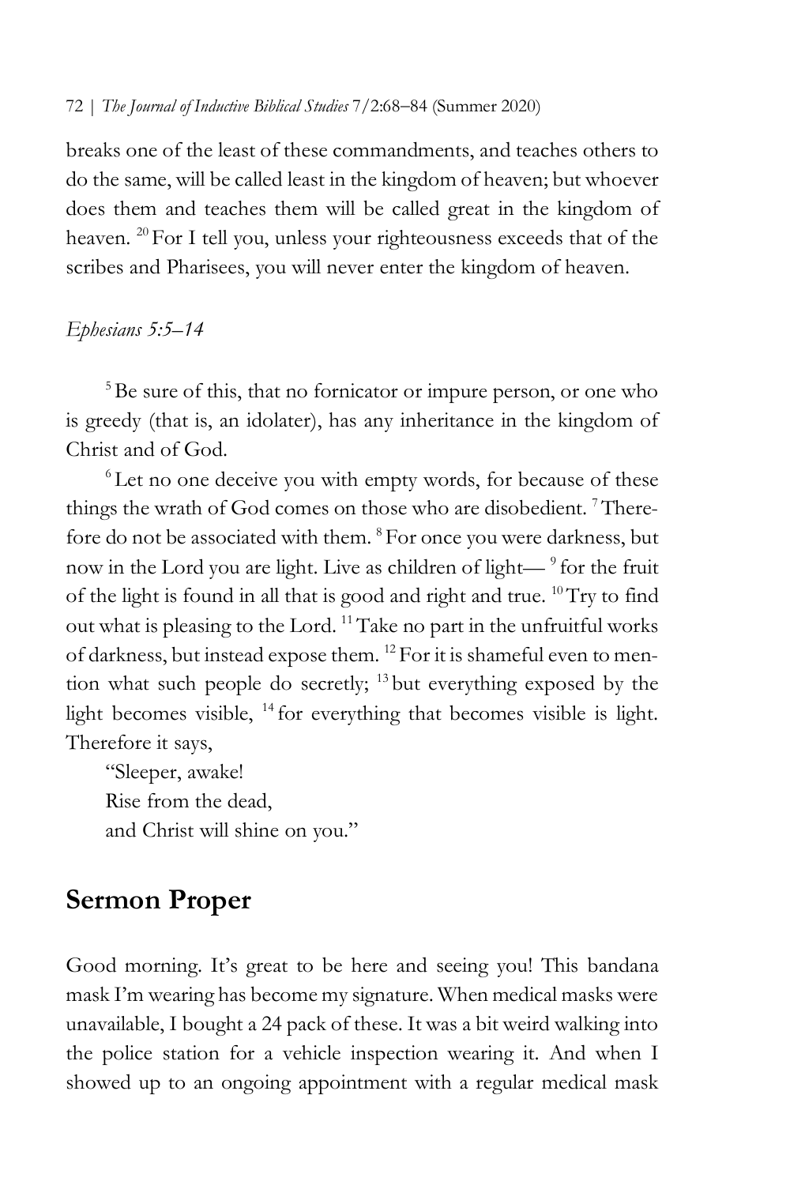breaks one of the least of these commandments, and teaches others to do the same, will be called least in the kingdom of heaven; but whoever does them and teaches them will be called great in the kingdom of heaven. [20] For I tell you, unless your righteousness exceeds that of the scribes and Pharisees, you will never enter the kingdom of heaven.

*Ephesians 5:5–14*

[5] Be sure of this, that no fornicator or impure person, or one who is greedy (that is, an idolater), has any inheritance in the kingdom of Christ and of God.

[6] Let no one deceive you with empty words, for because of these things the wrath of God comes on those who are disobedient. [7] Therefore do not be associated with them. [8] For once you were darkness, but now in the Lord you are light. Live as children of light— [9] for the fruit of the light is found in all that is good and right and true. [10] Try to find out what is pleasing to the Lord. [11] Take no part in the unfruitful works of darkness, but instead expose them. [12] For it is shameful even to mention what such people do secretly; [13] but everything exposed by the light becomes visible, [14] for everything that becomes visible is light. Therefore it says,

"Sleeper, awake!  
Rise from the dead,  
and Christ will shine on you."

## Sermon Proper

Good morning. It's great to be here and seeing you! This bandana mask I'm wearing has become my signature. When medical masks were unavailable, I bought a 24 pack of these. It was a bit weird walking into the police station for a vehicle inspection wearing it. And when I showed up to an ongoing appointment with a regular medical mask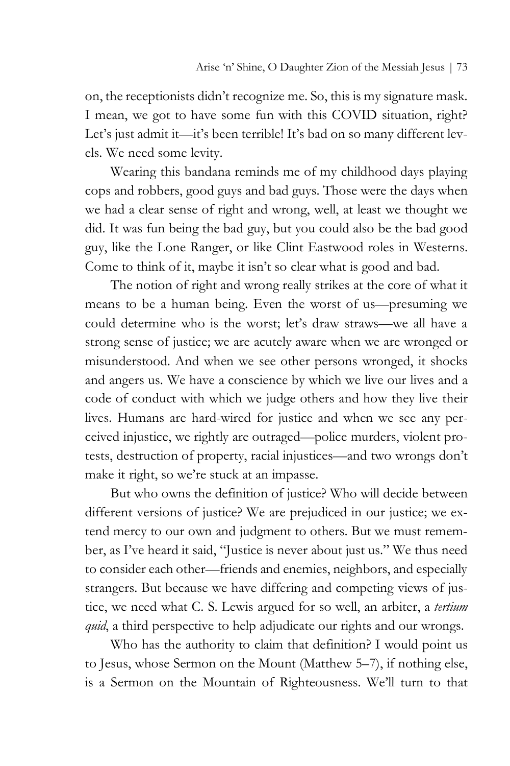on, the receptionists didn't recognize me. So, this is my signature mask. I mean, we got to have some fun with this COVID situation, right? Let's just admit it—it's been terrible! It's bad on so many different levels. We need some levity.

Wearing this bandana reminds me of my childhood days playing cops and robbers, good guys and bad guys. Those were the days when we had a clear sense of right and wrong, well, at least we thought we did. It was fun being the bad guy, but you could also be the bad good guy, like the Lone Ranger, or like Clint Eastwood roles in Westerns. Come to think of it, maybe it isn't so clear what is good and bad.

The notion of right and wrong really strikes at the core of what it means to be a human being. Even the worst of us—presuming we could determine who is the worst; let's draw straws—we all have a strong sense of justice; we are acutely aware when we are wronged or misunderstood. And when we see other persons wronged, it shocks and angers us. We have a conscience by which we live our lives and a code of conduct with which we judge others and how they live their lives. Humans are hard-wired for justice and when we see any perceived injustice, we rightly are outraged—police murders, violent protests, destruction of property, racial injustices—and two wrongs don't make it right, so we're stuck at an impasse.

But who owns the definition of justice? Who will decide between different versions of justice? We are prejudiced in our justice; we extend mercy to our own and judgment to others. But we must remember, as I've heard it said, "Justice is never about just us." We thus need to consider each other—friends and enemies, neighbors, and especially strangers. But because we have differing and competing views of justice, we need what C. S. Lewis argued for so well, an arbiter, a *tertium quid*, a third perspective to help adjudicate our rights and our wrongs.

Who has the authority to claim that definition? I would point us to Jesus, whose Sermon on the Mount (Matthew 5–7), if nothing else, is a Sermon on the Mountain of Righteousness. We'll turn to that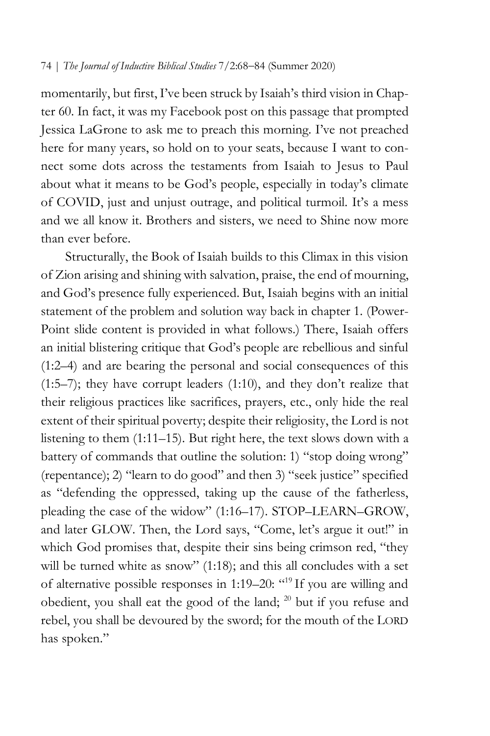momentarily, but first, I've been struck by Isaiah's third vision in Chapter 60. In fact, it was my Facebook post on this passage that prompted Jessica LaGrone to ask me to preach this morning. I've not preached here for many years, so hold on to your seats, because I want to connect some dots across the testaments from Isaiah to Jesus to Paul about what it means to be God's people, especially in today's climate of COVID, just and unjust outrage, and political turmoil. It's a mess and we all know it. Brothers and sisters, we need to Shine now more than ever before.

Structurally, the Book of Isaiah builds to this Climax in this vision of Zion arising and shining with salvation, praise, the end of mourning, and God's presence fully experienced. But, Isaiah begins with an initial statement of the problem and solution way back in chapter 1. (PowerPoint slide content is provided in what follows.) There, Isaiah offers an initial blistering critique that God's people are rebellious and sinful (1:2–4) and are bearing the personal and social consequences of this (1:5–7); they have corrupt leaders (1:10), and they don't realize that their religious practices like sacrifices, prayers, etc., only hide the real extent of their spiritual poverty; despite their religiosity, the Lord is not listening to them (1:11–15). But right here, the text slows down with a battery of commands that outline the solution: 1) "stop doing wrong" (repentance); 2) "learn to do good" and then 3) "seek justice" specified as "defending the oppressed, taking up the cause of the fatherless, pleading the case of the widow" (1:16–17). STOP–LEARN–GROW, and later GLOW. Then, the Lord says, "Come, let's argue it out!" in which God promises that, despite their sins being crimson red, "they will be turned white as snow" (1:18); and this all concludes with a set of alternative possible responses in 1:19–20: "[19] If you are willing and obedient, you shall eat the good of the land; [20] but if you refuse and rebel, you shall be devoured by the sword; for the mouth of the LORD has spoken."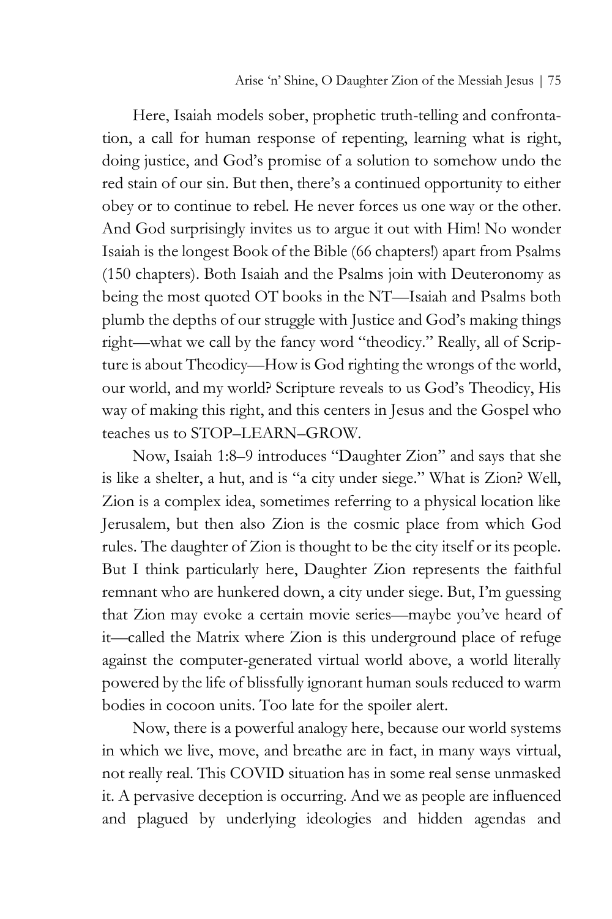Here, Isaiah models sober, prophetic truth-telling and confrontation, a call for human response of repenting, learning what is right, doing justice, and God's promise of a solution to somehow undo the red stain of our sin. But then, there's a continued opportunity to either obey or to continue to rebel. He never forces us one way or the other. And God surprisingly invites us to argue it out with Him! No wonder Isaiah is the longest Book of the Bible (66 chapters!) apart from Psalms (150 chapters). Both Isaiah and the Psalms join with Deuteronomy as being the most quoted OT books in the NT—Isaiah and Psalms both plumb the depths of our struggle with Justice and God's making things right—what we call by the fancy word "theodicy." Really, all of Scripture is about Theodicy—How is God righting the wrongs of the world, our world, and my world? Scripture reveals to us God's Theodicy, His way of making this right, and this centers in Jesus and the Gospel who teaches us to STOP–LEARN–GROW.

Now, Isaiah 1:8–9 introduces "Daughter Zion" and says that she is like a shelter, a hut, and is "a city under siege." What is Zion? Well, Zion is a complex idea, sometimes referring to a physical location like Jerusalem, but then also Zion is the cosmic place from which God rules. The daughter of Zion is thought to be the city itself or its people. But I think particularly here, Daughter Zion represents the faithful remnant who are hunkered down, a city under siege. But, I'm guessing that Zion may evoke a certain movie series—maybe you've heard of it—called the Matrix where Zion is this underground place of refuge against the computer-generated virtual world above, a world literally powered by the life of blissfully ignorant human souls reduced to warm bodies in cocoon units. Too late for the spoiler alert.

Now, there is a powerful analogy here, because our world systems in which we live, move, and breathe are in fact, in many ways virtual, not really real. This COVID situation has in some real sense unmasked it. A pervasive deception is occurring. And we as people are influenced and plagued by underlying ideologies and hidden agendas and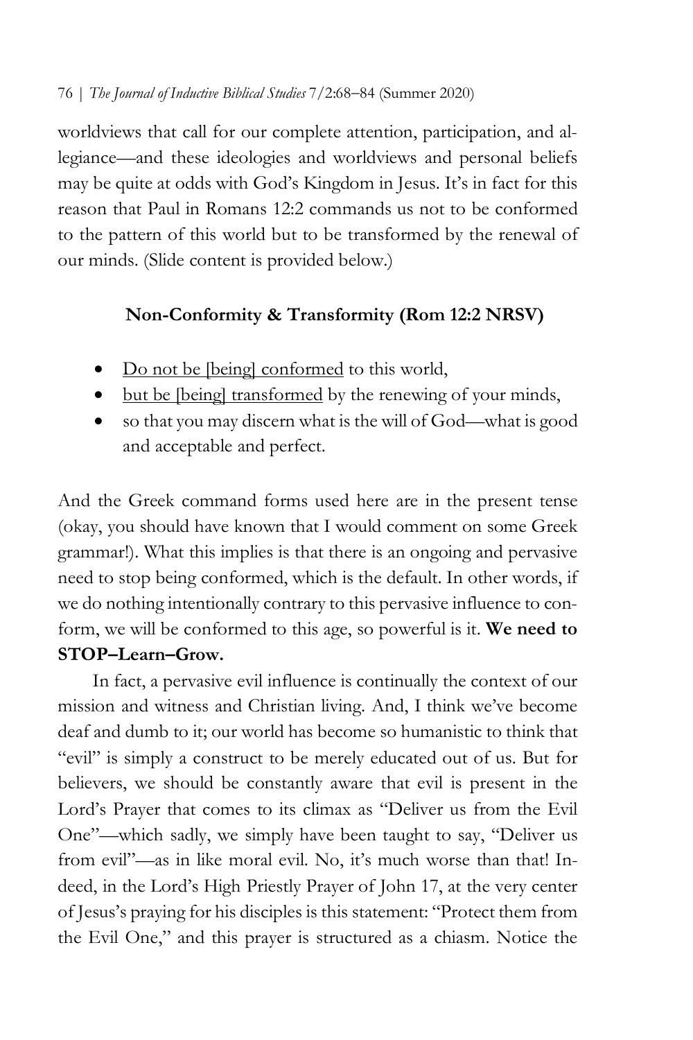worldviews that call for our complete attention, participation, and allegiance—and these ideologies and worldviews and personal beliefs may be quite at odds with God's Kingdom in Jesus. It's in fact for this reason that Paul in Romans 12:2 commands us not to be conformed to the pattern of this world but to be transformed by the renewal of our minds. (Slide content is provided below.)

**Non-Conformity & Transformity (Rom 12:2 NRSV)**

- <u>Do not be [being] conformed</u> to this world,
- <u>but be [being] transformed</u> by the renewing of your minds,
- so that you may discern what is the will of God—what is good and acceptable and perfect.

And the Greek command forms used here are in the present tense (okay, you should have known that I would comment on some Greek grammar!). What this implies is that there is an ongoing and pervasive need to stop being conformed, which is the default. In other words, if we do nothing intentionally contrary to this pervasive influence to conform, we will be conformed to this age, so powerful is it. **We need to STOP–Learn–Grow.**

In fact, a pervasive evil influence is continually the context of our mission and witness and Christian living. And, I think we've become deaf and dumb to it; our world has become so humanistic to think that "evil" is simply a construct to be merely educated out of us. But for believers, we should be constantly aware that evil is present in the Lord's Prayer that comes to its climax as "Deliver us from the Evil One"—which sadly, we simply have been taught to say, "Deliver us from evil"—as in like moral evil. No, it's much worse than that! Indeed, in the Lord's High Priestly Prayer of John 17, at the very center of Jesus's praying for his disciples is this statement: "Protect them from the Evil One," and this prayer is structured as a chiasm. Notice the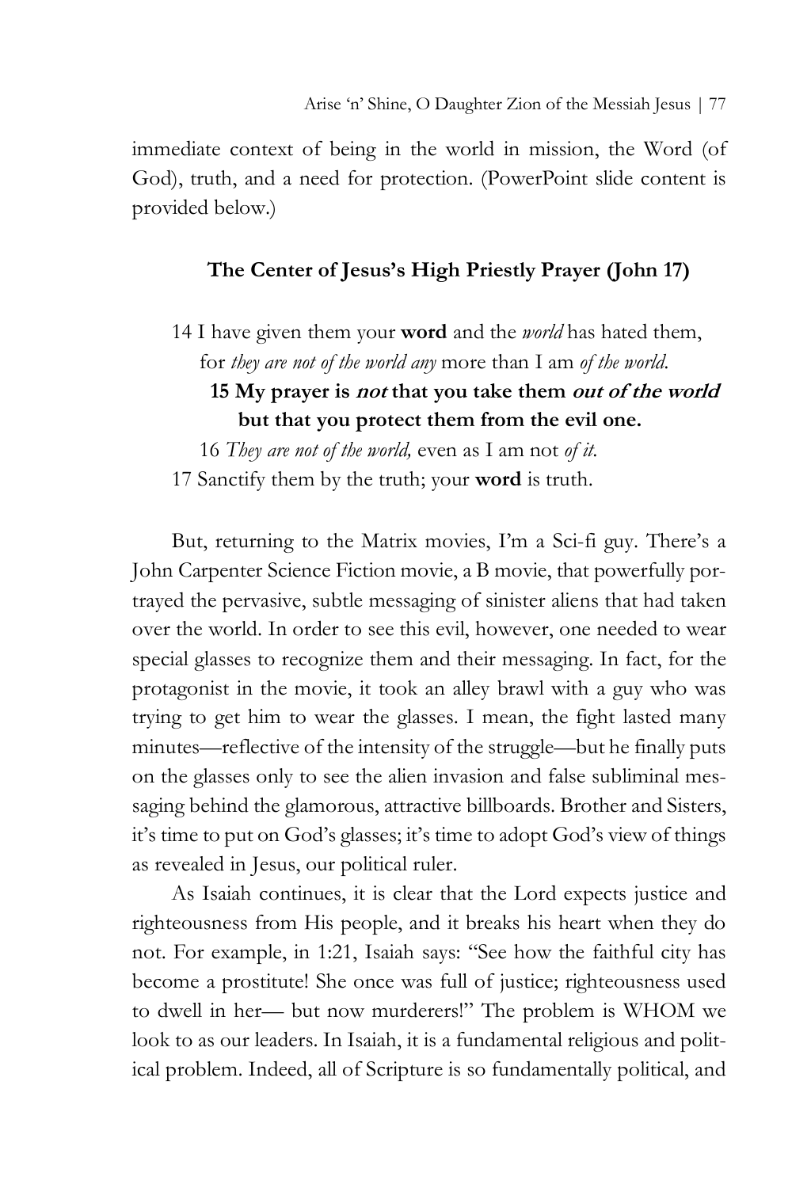immediate context of being in the world in mission, the Word (of God), truth, and a need for protection. (PowerPoint slide content is provided below.)

### The Center of Jesus's High Priestly Prayer (John 17)

> 14 I have given them your **word** and the *world* has hated them, for *they are not of the world any* more than I am *of the world*.
>
> **15 My prayer is *not* that you take them *out of the world* but that you protect them from the evil one.**
>
> 16 *They are not of the world,* even as I am not *of it*.
>
> 17 Sanctify them by the truth; your **word** is truth.

But, returning to the Matrix movies, I'm a Sci-fi guy. There's a John Carpenter Science Fiction movie, a B movie, that powerfully portrayed the pervasive, subtle messaging of sinister aliens that had taken over the world. In order to see this evil, however, one needed to wear special glasses to recognize them and their messaging. In fact, for the protagonist in the movie, it took an alley brawl with a guy who was trying to get him to wear the glasses. I mean, the fight lasted many minutes—reflective of the intensity of the struggle—but he finally puts on the glasses only to see the alien invasion and false subliminal messaging behind the glamorous, attractive billboards. Brother and Sisters, it's time to put on God's glasses; it's time to adopt God's view of things as revealed in Jesus, our political ruler.

As Isaiah continues, it is clear that the Lord expects justice and righteousness from His people, and it breaks his heart when they do not. For example, in 1:21, Isaiah says: "See how the faithful city has become a prostitute! She once was full of justice; righteousness used to dwell in her— but now murderers!" The problem is WHOM we look to as our leaders. In Isaiah, it is a fundamental religious and political problem. Indeed, all of Scripture is so fundamentally political, and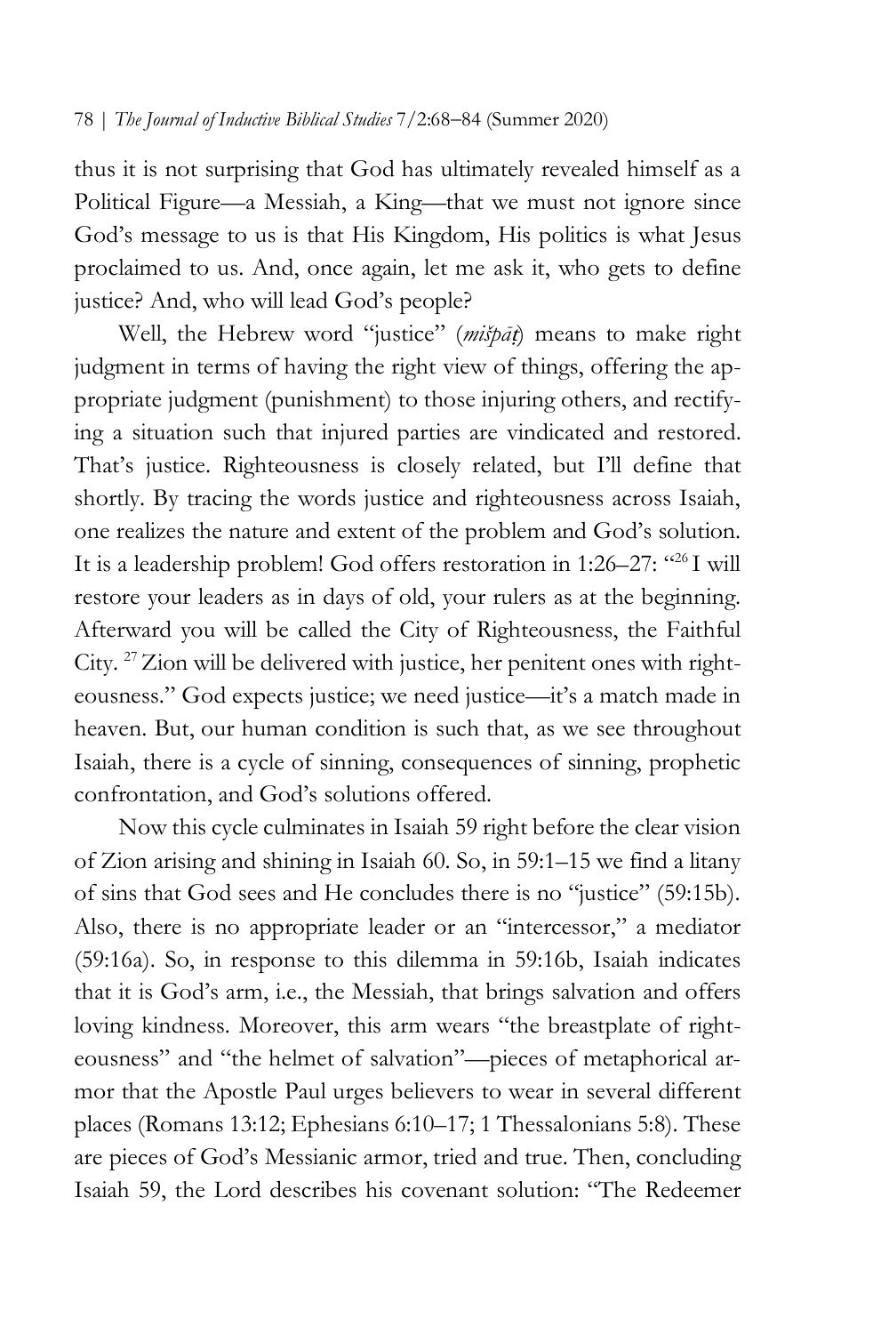thus it is not surprising that God has ultimately revealed himself as a Political Figure—a Messiah, a King—that we must not ignore since God's message to us is that His Kingdom, His politics is what Jesus proclaimed to us. And, once again, let me ask it, who gets to define justice? And, who will lead God's people?

Well, the Hebrew word "justice" (*mišpāṭ*) means to make right judgment in terms of having the right view of things, offering the appropriate judgment (punishment) to those injuring others, and rectifying a situation such that injured parties are vindicated and restored. That's justice. Righteousness is closely related, but I'll define that shortly. By tracing the words justice and righteousness across Isaiah, one realizes the nature and extent of the problem and God's solution. It is a leadership problem! God offers restoration in 1:26–27: "[26] I will restore your leaders as in days of old, your rulers as at the beginning. Afterward you will be called the City of Righteousness, the Faithful City. [27] Zion will be delivered with justice, her penitent ones with righteousness." God expects justice; we need justice—it's a match made in heaven. But, our human condition is such that, as we see throughout Isaiah, there is a cycle of sinning, consequences of sinning, prophetic confrontation, and God's solutions offered.

Now this cycle culminates in Isaiah 59 right before the clear vision of Zion arising and shining in Isaiah 60. So, in 59:1–15 we find a litany of sins that God sees and He concludes there is no "justice" (59:15b). Also, there is no appropriate leader or an "intercessor," a mediator (59:16a). So, in response to this dilemma in 59:16b, Isaiah indicates that it is God's arm, i.e., the Messiah, that brings salvation and offers loving kindness. Moreover, this arm wears "the breastplate of righteousness" and "the helmet of salvation"—pieces of metaphorical armor that the Apostle Paul urges believers to wear in several different places (Romans 13:12; Ephesians 6:10–17; 1 Thessalonians 5:8). These are pieces of God's Messianic armor, tried and true. Then, concluding Isaiah 59, the Lord describes his covenant solution: "The Redeemer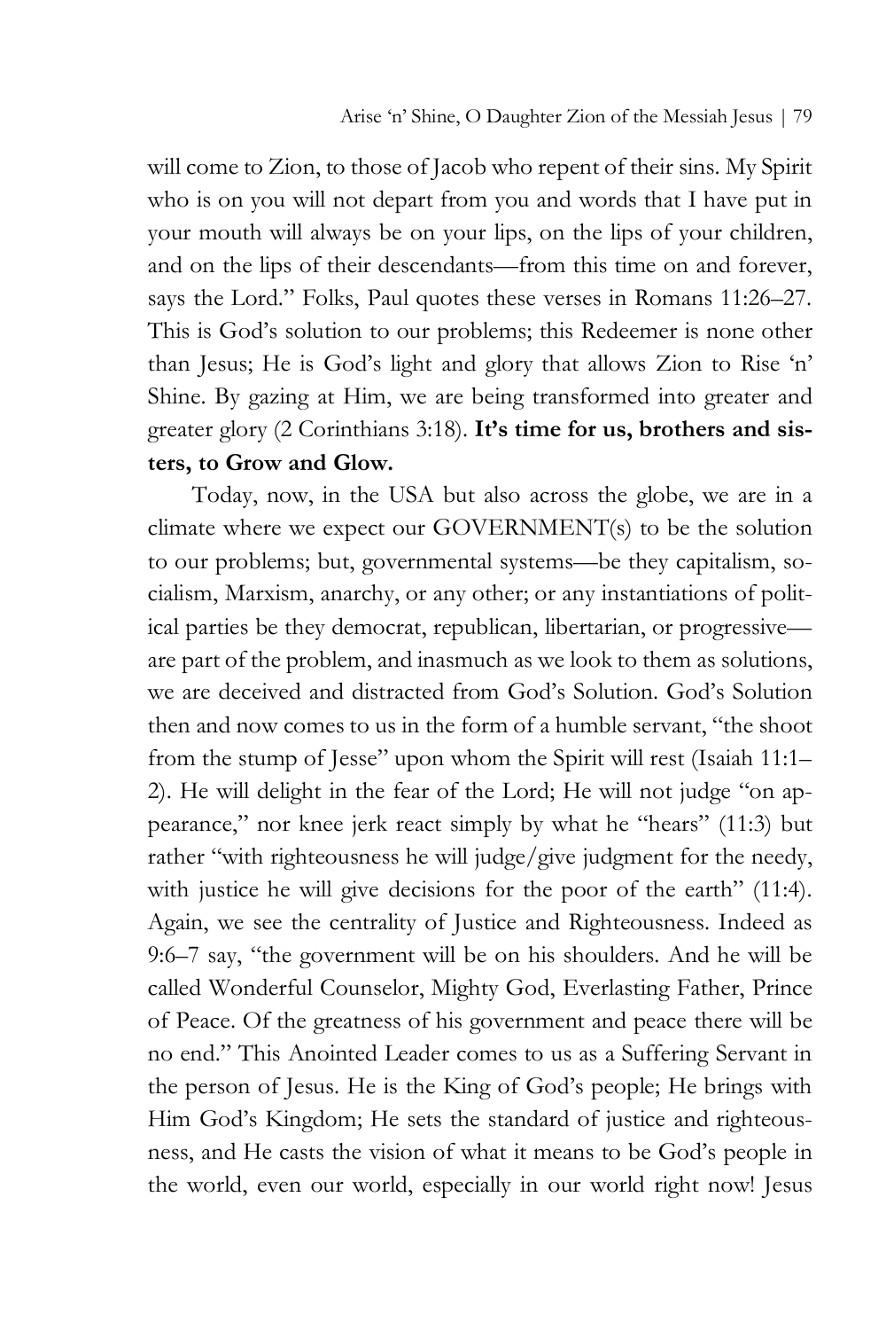will come to Zion, to those of Jacob who repent of their sins. My Spirit who is on you will not depart from you and words that I have put in your mouth will always be on your lips, on the lips of your children, and on the lips of their descendants—from this time on and forever, says the Lord." Folks, Paul quotes these verses in Romans 11:26–27. This is God's solution to our problems; this Redeemer is none other than Jesus; He is God's light and glory that allows Zion to Rise 'n' Shine. By gazing at Him, we are being transformed into greater and greater glory (2 Corinthians 3:18). **It's time for us, brothers and sisters, to Grow and Glow.**

Today, now, in the USA but also across the globe, we are in a climate where we expect our GOVERNMENT(s) to be the solution to our problems; but, governmental systems—be they capitalism, socialism, Marxism, anarchy, or any other; or any instantiations of political parties be they democrat, republican, libertarian, or progressive—are part of the problem, and inasmuch as we look to them as solutions, we are deceived and distracted from God's Solution. God's Solution then and now comes to us in the form of a humble servant, "the shoot from the stump of Jesse" upon whom the Spirit will rest (Isaiah 11:1–2). He will delight in the fear of the Lord; He will not judge "on appearance," nor knee jerk react simply by what he "hears" (11:3) but rather "with righteousness he will judge/give judgment for the needy, with justice he will give decisions for the poor of the earth" (11:4). Again, we see the centrality of Justice and Righteousness. Indeed as 9:6–7 say, "the government will be on his shoulders. And he will be called Wonderful Counselor, Mighty God, Everlasting Father, Prince of Peace. Of the greatness of his government and peace there will be no end." This Anointed Leader comes to us as a Suffering Servant in the person of Jesus. He is the King of God's people; He brings with Him God's Kingdom; He sets the standard of justice and righteousness, and He casts the vision of what it means to be God's people in the world, even our world, especially in our world right now! Jesus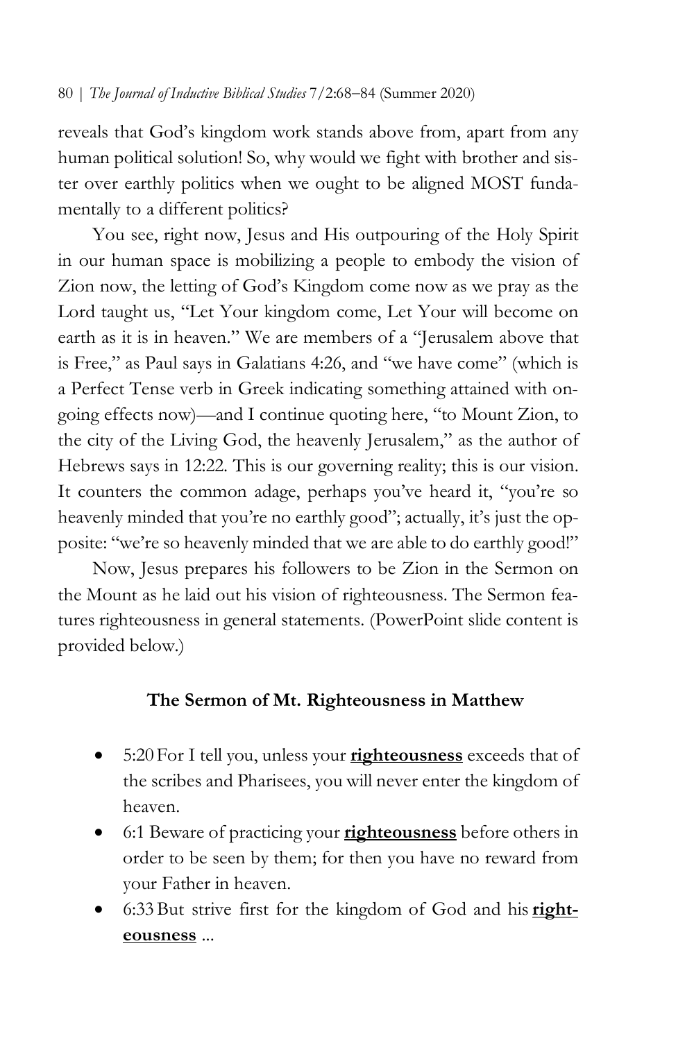reveals that God's kingdom work stands above from, apart from any human political solution! So, why would we fight with brother and sister over earthly politics when we ought to be aligned MOST fundamentally to a different politics?

You see, right now, Jesus and His outpouring of the Holy Spirit in our human space is mobilizing a people to embody the vision of Zion now, the letting of God's Kingdom come now as we pray as the Lord taught us, "Let Your kingdom come, Let Your will become on earth as it is in heaven." We are members of a "Jerusalem above that is Free," as Paul says in Galatians 4:26, and "we have come" (which is a Perfect Tense verb in Greek indicating something attained with ongoing effects now)—and I continue quoting here, "to Mount Zion, to the city of the Living God, the heavenly Jerusalem," as the author of Hebrews says in 12:22. This is our governing reality; this is our vision. It counters the common adage, perhaps you've heard it, "you're so heavenly minded that you're no earthly good"; actually, it's just the opposite: "we're so heavenly minded that we are able to do earthly good!"

Now, Jesus prepares his followers to be Zion in the Sermon on the Mount as he laid out his vision of righteousness. The Sermon features righteousness in general statements. (PowerPoint slide content is provided below.)

**The Sermon of Mt. Righteousness in Matthew**

- 5:20 For I tell you, unless your **righteousness** exceeds that of the scribes and Pharisees, you will never enter the kingdom of heaven.
- 6:1 Beware of practicing your **righteousness** before others in order to be seen by them; for then you have no reward from your Father in heaven.
- 6:33 But strive first for the kingdom of God and his **righteousness** ...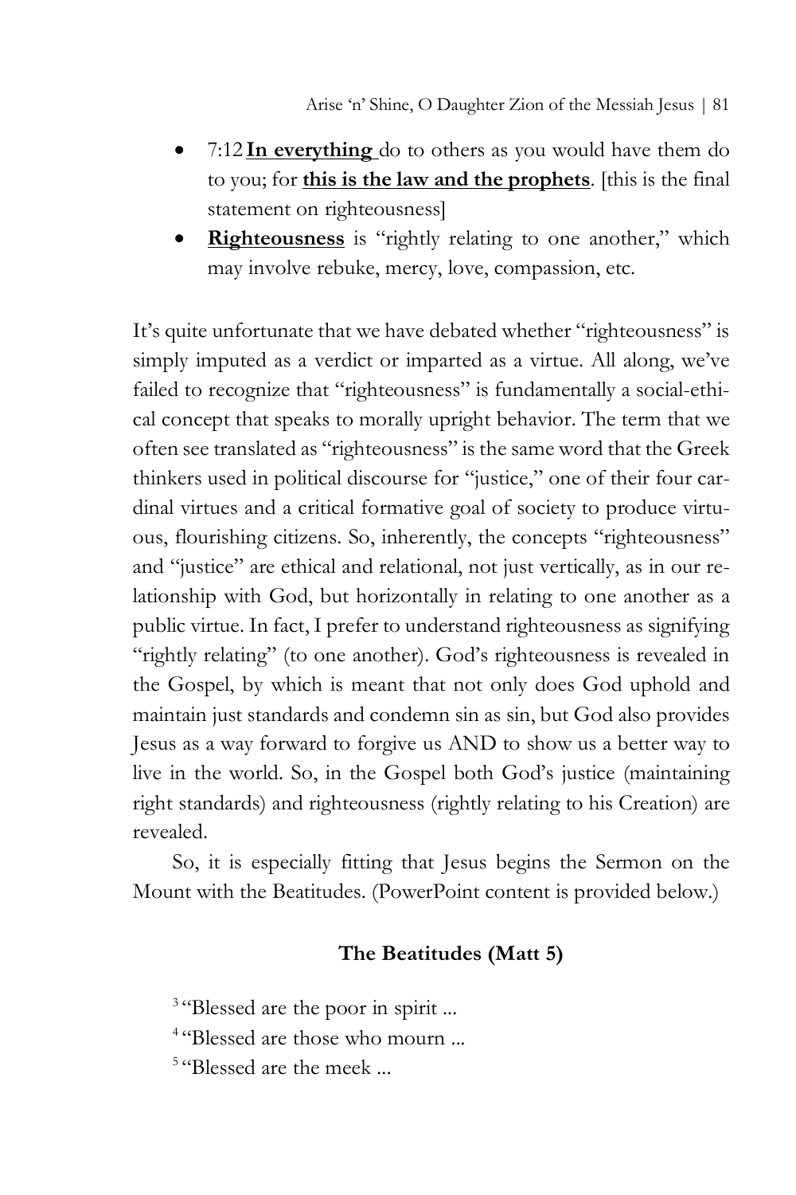- 7:12 **<u>In everything</u>** do to others as you would have them do to you; for **<u>this is the law and the prophets</u>**. [this is the final statement on righteousness]
- **<u>Righteousness</u>** is "rightly relating to one another," which may involve rebuke, mercy, love, compassion, etc.

It's quite unfortunate that we have debated whether "righteousness" is simply imputed as a verdict or imparted as a virtue. All along, we've failed to recognize that "righteousness" is fundamentally a social-ethical concept that speaks to morally upright behavior. The term that we often see translated as "righteousness" is the same word that the Greek thinkers used in political discourse for "justice," one of their four cardinal virtues and a critical formative goal of society to produce virtuous, flourishing citizens. So, inherently, the concepts "righteousness" and "justice" are ethical and relational, not just vertically, as in our relationship with God, but horizontally in relating to one another as a public virtue. In fact, I prefer to understand righteousness as signifying "rightly relating" (to one another). God's righteousness is revealed in the Gospel, by which is meant that not only does God uphold and maintain just standards and condemn sin as sin, but God also provides Jesus as a way forward to forgive us AND to show us a better way to live in the world. So, in the Gospel both God's justice (maintaining right standards) and righteousness (rightly relating to his Creation) are revealed.

So, it is especially fitting that Jesus begins the Sermon on the Mount with the Beatitudes. (PowerPoint content is provided below.)

### The Beatitudes (Matt 5)

[3] "Blessed are the poor in spirit ...

[4] "Blessed are those who mourn ...

[5] "Blessed are the meek ...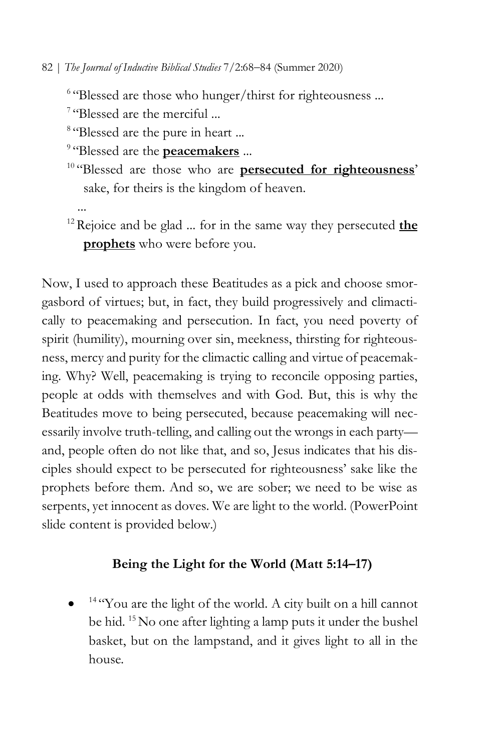[6] "Blessed are those who hunger/thirst for righteousness ...

[7] "Blessed are the merciful ...

[8] "Blessed are the pure in heart ...

[9] "Blessed are the <u>**peacemakers**</u> ...

[10] "Blessed are those who are <u>**persecuted for righteousness**</u>' sake, for theirs is the kingdom of heaven.

...

[12] Rejoice and be glad ... for in the same way they persecuted <u>**the prophets**</u> who were before you.

Now, I used to approach these Beatitudes as a pick and choose smorgasbord of virtues; but, in fact, they build progressively and climactically to peacemaking and persecution. In fact, you need poverty of spirit (humility), mourning over sin, meekness, thirsting for righteousness, mercy and purity for the climactic calling and virtue of peacemaking. Why? Well, peacemaking is trying to reconcile opposing parties, people at odds with themselves and with God. But, this is why the Beatitudes move to being persecuted, because peacemaking will necessarily involve truth-telling, and calling out the wrongs in each party—and, people often do not like that, and so, Jesus indicates that his disciples should expect to be persecuted for righteousness' sake like the prophets before them. And so, we are sober; we need to be wise as serpents, yet innocent as doves. We are light to the world. (PowerPoint slide content is provided below.)

**Being the Light for the World (Matt 5:14–17)**

- [14] "You are the light of the world. A city built on a hill cannot be hid. [15] No one after lighting a lamp puts it under the bushel basket, but on the lampstand, and it gives light to all in the house.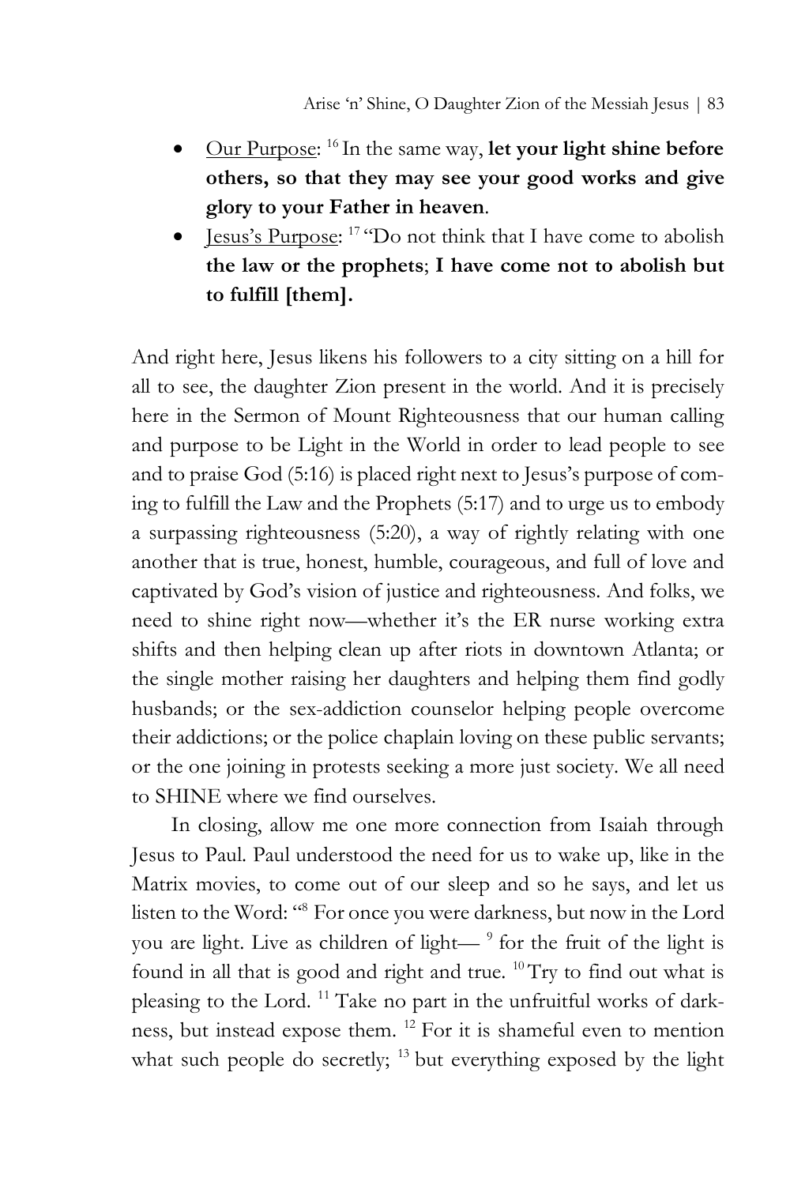- Our Purpose: [16] In the same way, **let your light shine before others, so that they may see your good works and give glory to your Father in heaven**.
- Jesus's Purpose: [17] "Do not think that I have come to abolish **the law or the prophets**; **I have come not to abolish but to fulfill [them].**

And right here, Jesus likens his followers to a city sitting on a hill for all to see, the daughter Zion present in the world. And it is precisely here in the Sermon of Mount Righteousness that our human calling and purpose to be Light in the World in order to lead people to see and to praise God (5:16) is placed right next to Jesus's purpose of coming to fulfill the Law and the Prophets (5:17) and to urge us to embody a surpassing righteousness (5:20), a way of rightly relating with one another that is true, honest, humble, courageous, and full of love and captivated by God's vision of justice and righteousness. And folks, we need to shine right now—whether it's the ER nurse working extra shifts and then helping clean up after riots in downtown Atlanta; or the single mother raising her daughters and helping them find godly husbands; or the sex-addiction counselor helping people overcome their addictions; or the police chaplain loving on these public servants; or the one joining in protests seeking a more just society. We all need to SHINE where we find ourselves.

In closing, allow me one more connection from Isaiah through Jesus to Paul. Paul understood the need for us to wake up, like in the Matrix movies, to come out of our sleep and so he says, and let us listen to the Word: "[8] For once you were darkness, but now in the Lord you are light. Live as children of light— [9] for the fruit of the light is found in all that is good and right and true. [10] Try to find out what is pleasing to the Lord. [11] Take no part in the unfruitful works of darkness, but instead expose them. [12] For it is shameful even to mention what such people do secretly; [13] but everything exposed by the light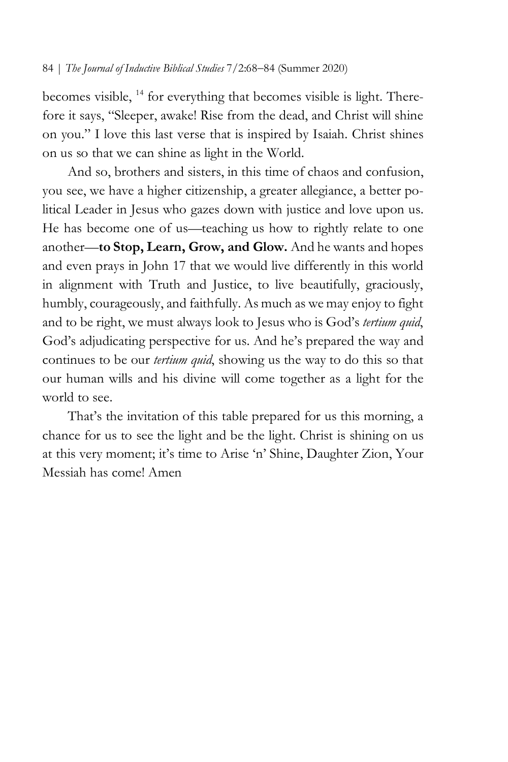becomes visible, [14] for everything that becomes visible is light. Therefore it says, "Sleeper, awake! Rise from the dead, and Christ will shine on you." I love this last verse that is inspired by Isaiah. Christ shines on us so that we can shine as light in the World.

And so, brothers and sisters, in this time of chaos and confusion, you see, we have a higher citizenship, a greater allegiance, a better political Leader in Jesus who gazes down with justice and love upon us. He has become one of us—teaching us how to rightly relate to one another—**to Stop, Learn, Grow, and Glow.** And he wants and hopes and even prays in John 17 that we would live differently in this world in alignment with Truth and Justice, to live beautifully, graciously, humbly, courageously, and faithfully. As much as we may enjoy to fight and to be right, we must always look to Jesus who is God's *tertium quid*, God's adjudicating perspective for us. And he's prepared the way and continues to be our *tertium quid*, showing us the way to do this so that our human wills and his divine will come together as a light for the world to see.

That's the invitation of this table prepared for us this morning, a chance for us to see the light and be the light. Christ is shining on us at this very moment; it's time to Arise 'n' Shine, Daughter Zion, Your Messiah has come! Amen